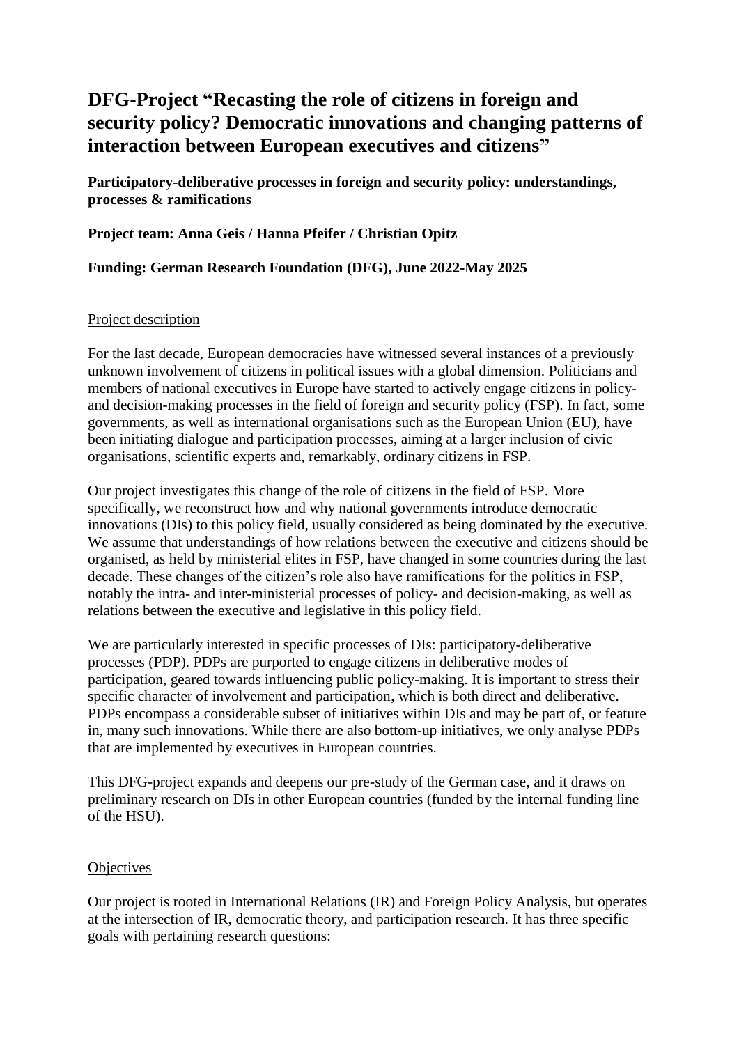# DFG-Project "Recasting the role of citizens in foreign and security policy? Democratic innovations and changing patterns of interaction between European executives and citizens"

**Participatory-deliberative processes in foreign and security policy: understandings, processes & ramifications**

**Project team: Anna Geis / Hanna Pfeifer / Christian Opitz**

**Funding: German Research Foundation (DFG), June 2022-May 2025**

## Project description

For the last decade, European democracies have witnessed several instances of a previously unknown involvement of citizens in political issues with a global dimension. Politicians and members of national executives in Europe have started to actively engage citizens in policy- and decision-making processes in the field of foreign and security policy (FSP). In fact, some governments, as well as international organisations such as the European Union (EU), have been initiating dialogue and participation processes, aiming at a larger inclusion of civic organisations, scientific experts and, remarkably, ordinary citizens in FSP.

Our project investigates this change of the role of citizens in the field of FSP. More specifically, we reconstruct how and why national governments introduce democratic innovations (DIs) to this policy field, usually considered as being dominated by the executive. We assume that understandings of how relations between the executive and citizens should be organised, as held by ministerial elites in FSP, have changed in some countries during the last decade. These changes of the citizen's role also have ramifications for the politics in FSP, notably the intra- and inter-ministerial processes of policy- and decision-making, as well as relations between the executive and legislative in this policy field.

We are particularly interested in specific processes of DIs: participatory-deliberative processes (PDP). PDPs are purported to engage citizens in deliberative modes of participation, geared towards influencing public policy-making. It is important to stress their specific character of involvement and participation, which is both direct and deliberative. PDPs encompass a considerable subset of initiatives within DIs and may be part of, or feature in, many such innovations. While there are also bottom-up initiatives, we only analyse PDPs that are implemented by executives in European countries.

This DFG-project expands and deepens our pre-study of the German case, and it draws on preliminary research on DIs in other European countries (funded by the internal funding line of the HSU).

## Objectives

Our project is rooted in International Relations (IR) and Foreign Policy Analysis, but operates at the intersection of IR, democratic theory, and participation research. It has three specific goals with pertaining research questions: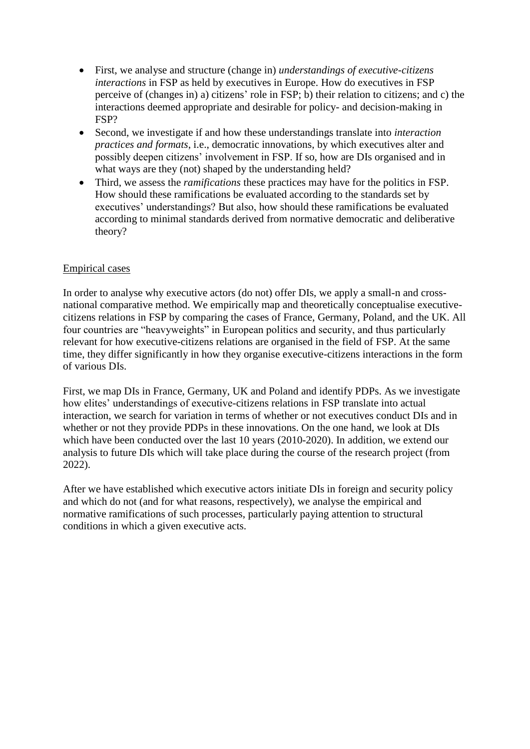- First, we analyse and structure (change in) *understandings of executive-citizens interactions* in FSP as held by executives in Europe. How do executives in FSP perceive of (changes in) a) citizens' role in FSP; b) their relation to citizens; and c) the interactions deemed appropriate and desirable for policy- and decision-making in FSP?
- Second, we investigate if and how these understandings translate into *interaction practices and formats*, i.e., democratic innovations, by which executives alter and possibly deepen citizens' involvement in FSP. If so, how are DIs organised and in what ways are they (not) shaped by the understanding held?
- Third, we assess the *ramifications* these practices may have for the politics in FSP. How should these ramifications be evaluated according to the standards set by executives' understandings? But also, how should these ramifications be evaluated according to minimal standards derived from normative democratic and deliberative theory?

<u>Empirical cases</u>

In order to analyse why executive actors (do not) offer DIs, we apply a small-n and cross-national comparative method. We empirically map and theoretically conceptualise executive-citizens relations in FSP by comparing the cases of France, Germany, Poland, and the UK. All four countries are "heavyweights" in European politics and security, and thus particularly relevant for how executive-citizens relations are organised in the field of FSP. At the same time, they differ significantly in how they organise executive-citizens interactions in the form of various DIs.

First, we map DIs in France, Germany, UK and Poland and identify PDPs. As we investigate how elites' understandings of executive-citizens relations in FSP translate into actual interaction, we search for variation in terms of whether or not executives conduct DIs and in whether or not they provide PDPs in these innovations. On the one hand, we look at DIs which have been conducted over the last 10 years (2010-2020). In addition, we extend our analysis to future DIs which will take place during the course of the research project (from 2022).

After we have established which executive actors initiate DIs in foreign and security policy and which do not (and for what reasons, respectively), we analyse the empirical and normative ramifications of such processes, particularly paying attention to structural conditions in which a given executive acts.